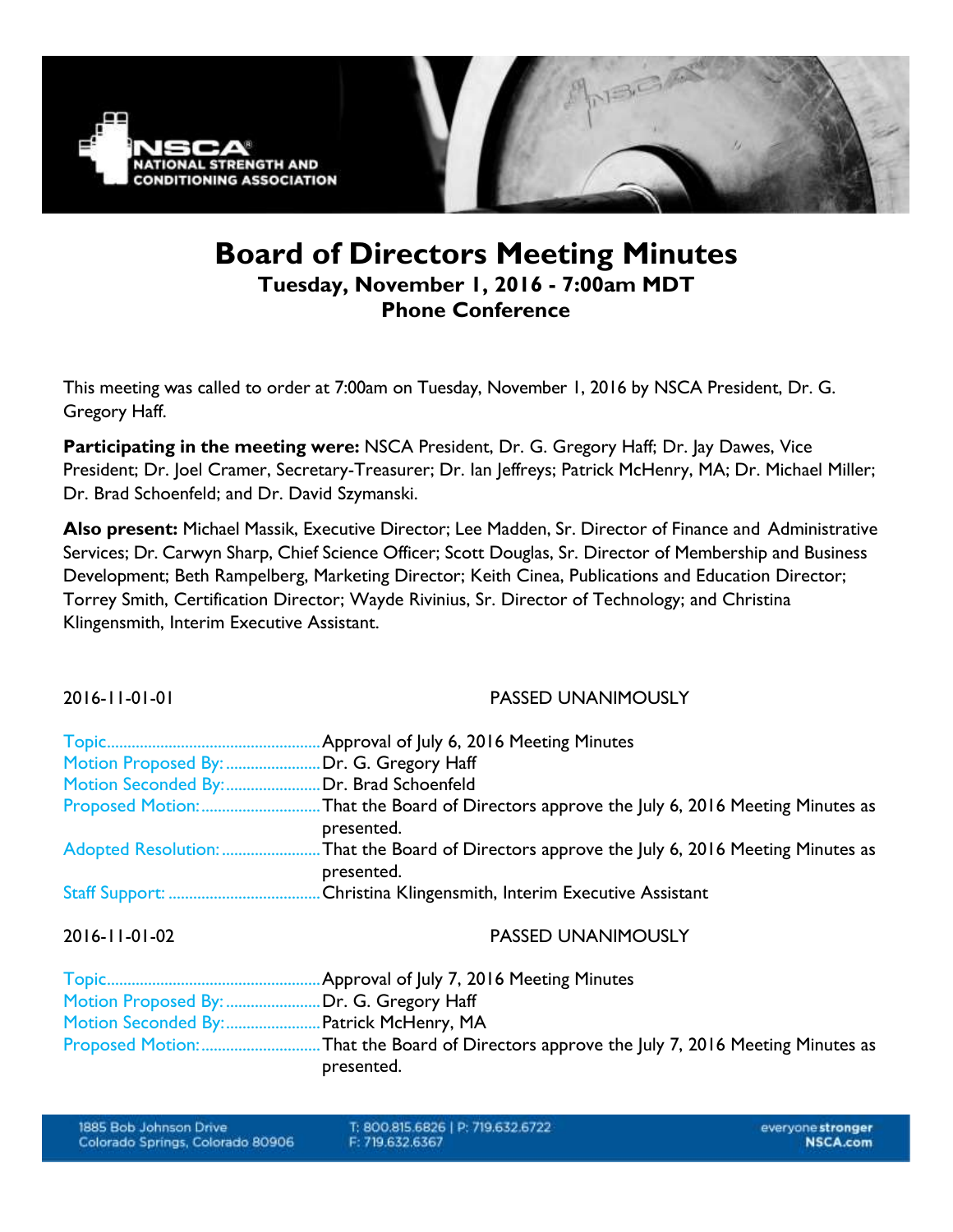# Board of Directors Meeting Minutes

**Tuesday, November 1, 2016 - 7:00am MDT**
**Phone Conference**

This meeting was called to order at 7:00am on Tuesday, November 1, 2016 by NSCA President, Dr. G. Gregory Haff.

**Participating in the meeting were:** NSCA President, Dr. G. Gregory Haff; Dr. Jay Dawes, Vice President; Dr. Joel Cramer, Secretary-Treasurer; Dr. Ian Jeffreys; Patrick McHenry, MA; Dr. Michael Miller; Dr. Brad Schoenfeld; and Dr. David Szymanski.

**Also present:** Michael Massik, Executive Director; Lee Madden, Sr. Director of Finance and Administrative Services; Dr. Carwyn Sharp, Chief Science Officer; Scott Douglas, Sr. Director of Membership and Business Development; Beth Rampelberg, Marketing Director; Keith Cinea, Publications and Education Director; Torrey Smith, Certification Director; Wayde Rivinius, Sr. Director of Technology; and Christina Klingensmith, Interim Executive Assistant.

2016-11-01-01 PASSED UNANIMOUSLY

Topic: Approval of July 6, 2016 Meeting Minutes
Motion Proposed By: Dr. G. Gregory Haff
Motion Seconded By: Dr. Brad Schoenfeld
Proposed Motion: That the Board of Directors approve the July 6, 2016 Meeting Minutes as presented.
Adopted Resolution: That the Board of Directors approve the July 6, 2016 Meeting Minutes as presented.
Staff Support: Christina Klingensmith, Interim Executive Assistant

2016-11-01-02 PASSED UNANIMOUSLY

Topic: Approval of July 7, 2016 Meeting Minutes
Motion Proposed By: Dr. G. Gregory Haff
Motion Seconded By: Patrick McHenry, MA
Proposed Motion: That the Board of Directors approve the July 7, 2016 Meeting Minutes as presented.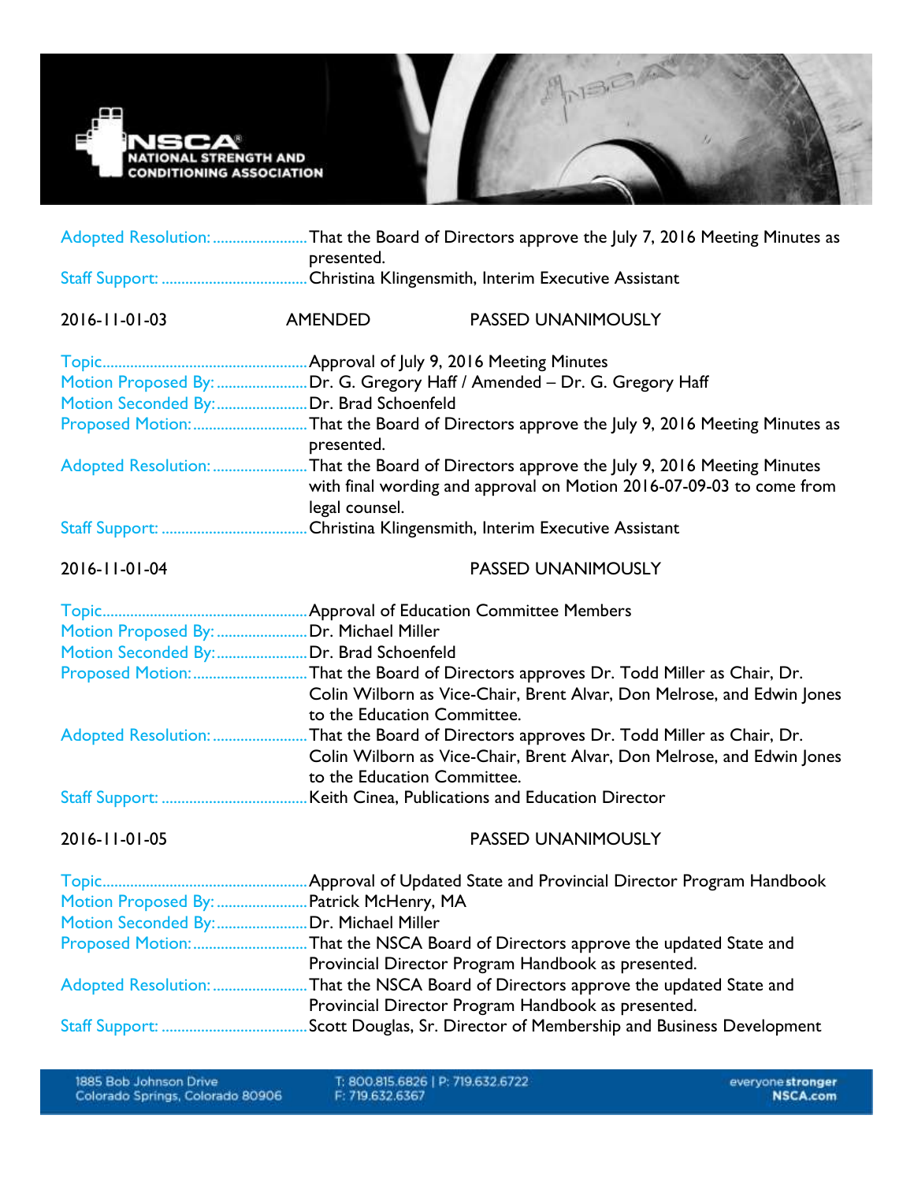Adopted Resolution: That the Board of Directors approve the July 7, 2016 Meeting Minutes as presented.
Staff Support: Christina Klingensmith, Interim Executive Assistant

2016-11-01-03 AMENDED PASSED UNANIMOUSLY

Topic: Approval of July 9, 2016 Meeting Minutes
Motion Proposed By: Dr. G. Gregory Haff / Amended – Dr. G. Gregory Haff
Motion Seconded By: Dr. Brad Schoenfeld
Proposed Motion: That the Board of Directors approve the July 9, 2016 Meeting Minutes as presented.
Adopted Resolution: That the Board of Directors approve the July 9, 2016 Meeting Minutes with final wording and approval on Motion 2016-07-09-03 to come from legal counsel.
Staff Support: Christina Klingensmith, Interim Executive Assistant

2016-11-01-04 PASSED UNANIMOUSLY

Topic: Approval of Education Committee Members
Motion Proposed By: Dr. Michael Miller
Motion Seconded By: Dr. Brad Schoenfeld
Proposed Motion: That the Board of Directors approves Dr. Todd Miller as Chair, Dr. Colin Wilborn as Vice-Chair, Brent Alvar, Don Melrose, and Edwin Jones to the Education Committee.
Adopted Resolution: That the Board of Directors approves Dr. Todd Miller as Chair, Dr. Colin Wilborn as Vice-Chair, Brent Alvar, Don Melrose, and Edwin Jones to the Education Committee.
Staff Support: Keith Cinea, Publications and Education Director

2016-11-01-05 PASSED UNANIMOUSLY

Topic: Approval of Updated State and Provincial Director Program Handbook
Motion Proposed By: Patrick McHenry, MA
Motion Seconded By: Dr. Michael Miller
Proposed Motion: That the NSCA Board of Directors approve the updated State and Provincial Director Program Handbook as presented.
Adopted Resolution: That the NSCA Board of Directors approve the updated State and Provincial Director Program Handbook as presented.
Staff Support: Scott Douglas, Sr. Director of Membership and Business Development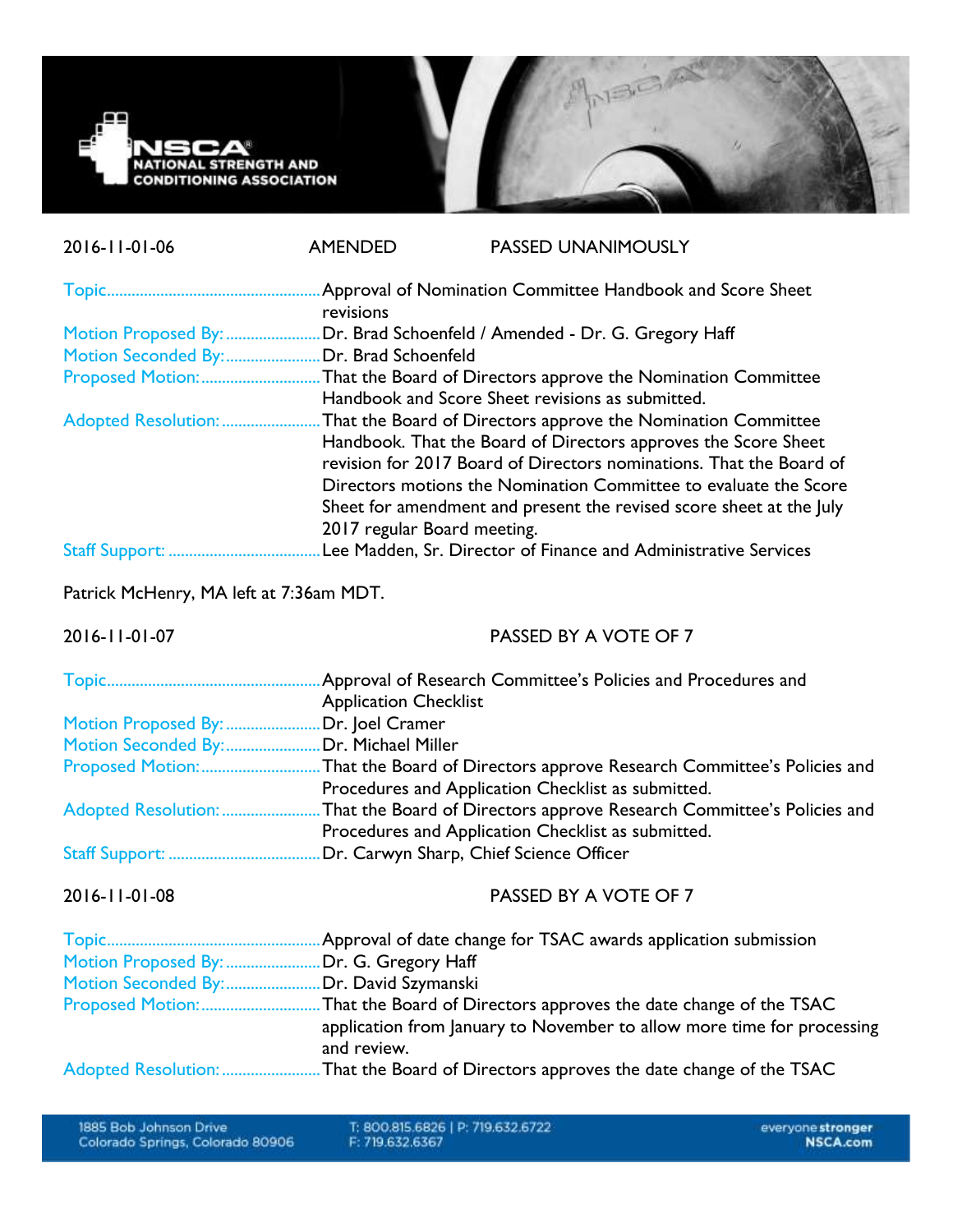2016-11-01-06 AMENDED PASSED UNANIMOUSLY

| | |
|---|---|
| Topic | Approval of Nomination Committee Handbook and Score Sheet revisions |
| Motion Proposed By: | Dr. Brad Schoenfeld / Amended - Dr. G. Gregory Haff |
| Motion Seconded By: | Dr. Brad Schoenfeld |
| Proposed Motion: | That the Board of Directors approve the Nomination Committee Handbook and Score Sheet revisions as submitted. |
| Adopted Resolution: | That the Board of Directors approve the Nomination Committee Handbook. That the Board of Directors approves the Score Sheet revision for 2017 Board of Directors nominations. That the Board of Directors motions the Nomination Committee to evaluate the Score Sheet for amendment and present the revised score sheet at the July 2017 regular Board meeting. |
| Staff Support: | Lee Madden, Sr. Director of Finance and Administrative Services |

Patrick McHenry, MA left at 7:36am MDT.

2016-11-01-07 PASSED BY A VOTE OF 7

| | |
|---|---|
| Topic | Approval of Research Committee's Policies and Procedures and Application Checklist |
| Motion Proposed By: | Dr. Joel Cramer |
| Motion Seconded By: | Dr. Michael Miller |
| Proposed Motion: | That the Board of Directors approve Research Committee's Policies and Procedures and Application Checklist as submitted. |
| Adopted Resolution: | That the Board of Directors approve Research Committee's Policies and Procedures and Application Checklist as submitted. |
| Staff Support: | Dr. Carwyn Sharp, Chief Science Officer |

2016-11-01-08 PASSED BY A VOTE OF 7

| | |
|---|---|
| Topic | Approval of date change for TSAC awards application submission |
| Motion Proposed By: | Dr. G. Gregory Haff |
| Motion Seconded By: | Dr. David Szymanski |
| Proposed Motion: | That the Board of Directors approves the date change of the TSAC application from January to November to allow more time for processing and review. |
| Adopted Resolution: | That the Board of Directors approves the date change of the TSAC |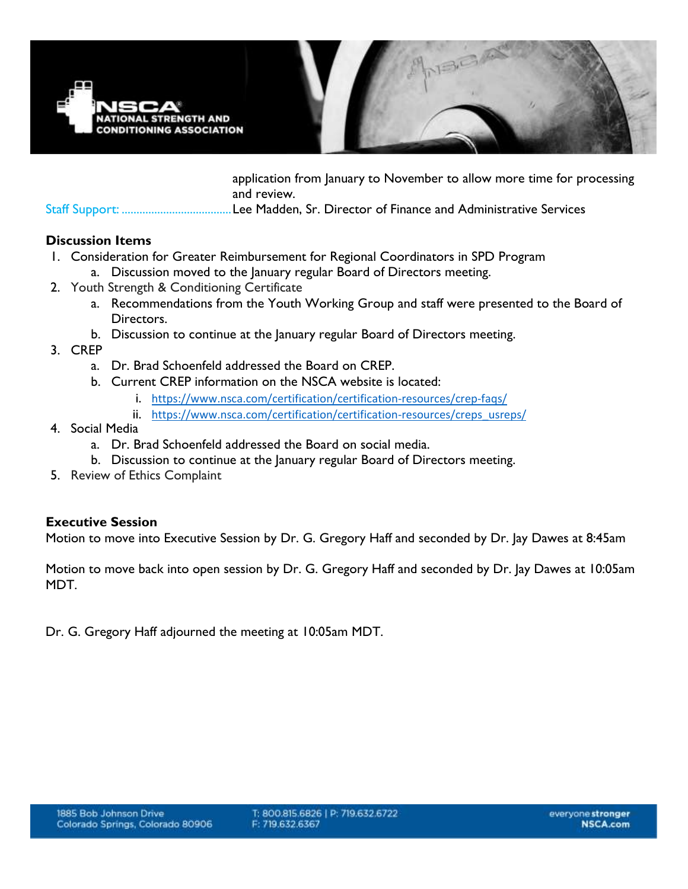application from January to November to allow more time for processing and review.

Staff Support: ..................................... Lee Madden, Sr. Director of Finance and Administrative Services

**Discussion Items**

1. Consideration for Greater Reimbursement for Regional Coordinators in SPD Program
   a. Discussion moved to the January regular Board of Directors meeting.
2. Youth Strength & Conditioning Certificate
   a. Recommendations from the Youth Working Group and staff were presented to the Board of Directors.
   b. Discussion to continue at the January regular Board of Directors meeting.
3. CREP
   a. Dr. Brad Schoenfeld addressed the Board on CREP.
   b. Current CREP information on the NSCA website is located:
      i. https://www.nsca.com/certification/certification-resources/crep-faqs/
      ii. https://www.nsca.com/certification/certification-resources/creps_usreps/
4. Social Media
   a. Dr. Brad Schoenfeld addressed the Board on social media.
   b. Discussion to continue at the January regular Board of Directors meeting.
5. Review of Ethics Complaint

**Executive Session**

Motion to move into Executive Session by Dr. G. Gregory Haff and seconded by Dr. Jay Dawes at 8:45am

Motion to move back into open session by Dr. G. Gregory Haff and seconded by Dr. Jay Dawes at 10:05am MDT.

Dr. G. Gregory Haff adjourned the meeting at 10:05am MDT.